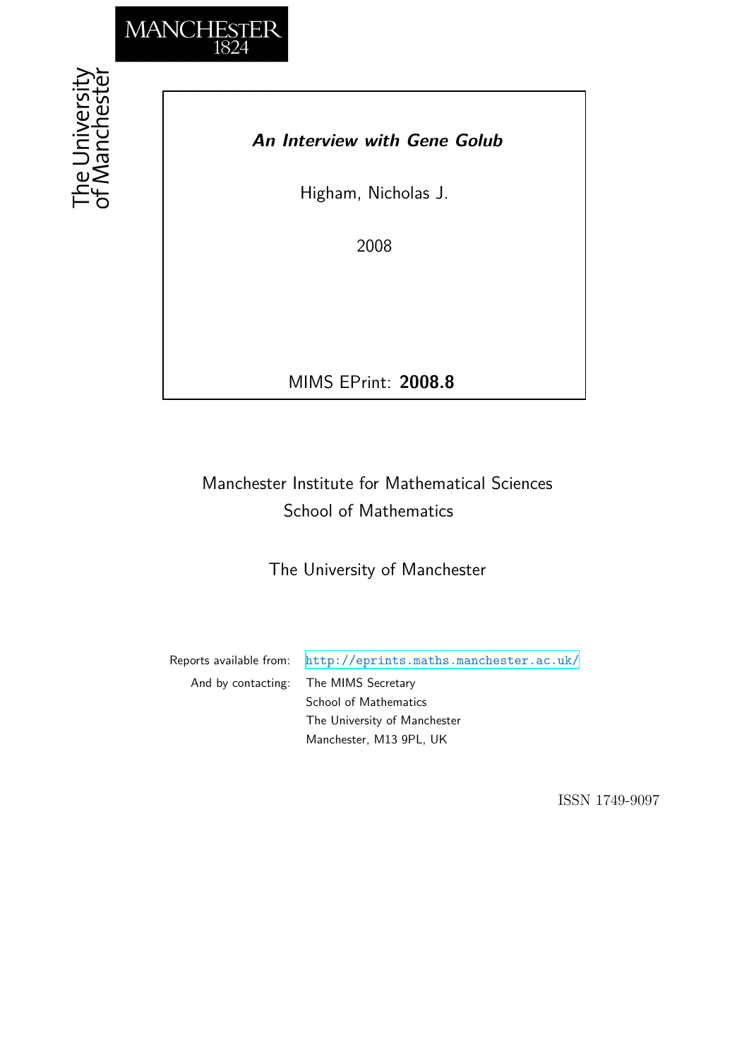MANCHESTER
1824

The University of Manchester

# *An Interview with Gene Golub*

Higham, Nicholas J.

2008

MIMS EPrint: **2008.8**

Manchester Institute for Mathematical Sciences
School of Mathematics

The University of Manchester

Reports available from: http://eprints.maths.manchester.ac.uk/
And by contacting: The MIMS Secretary
School of Mathematics
The University of Manchester
Manchester, M13 9PL, UK

ISSN 1749-9097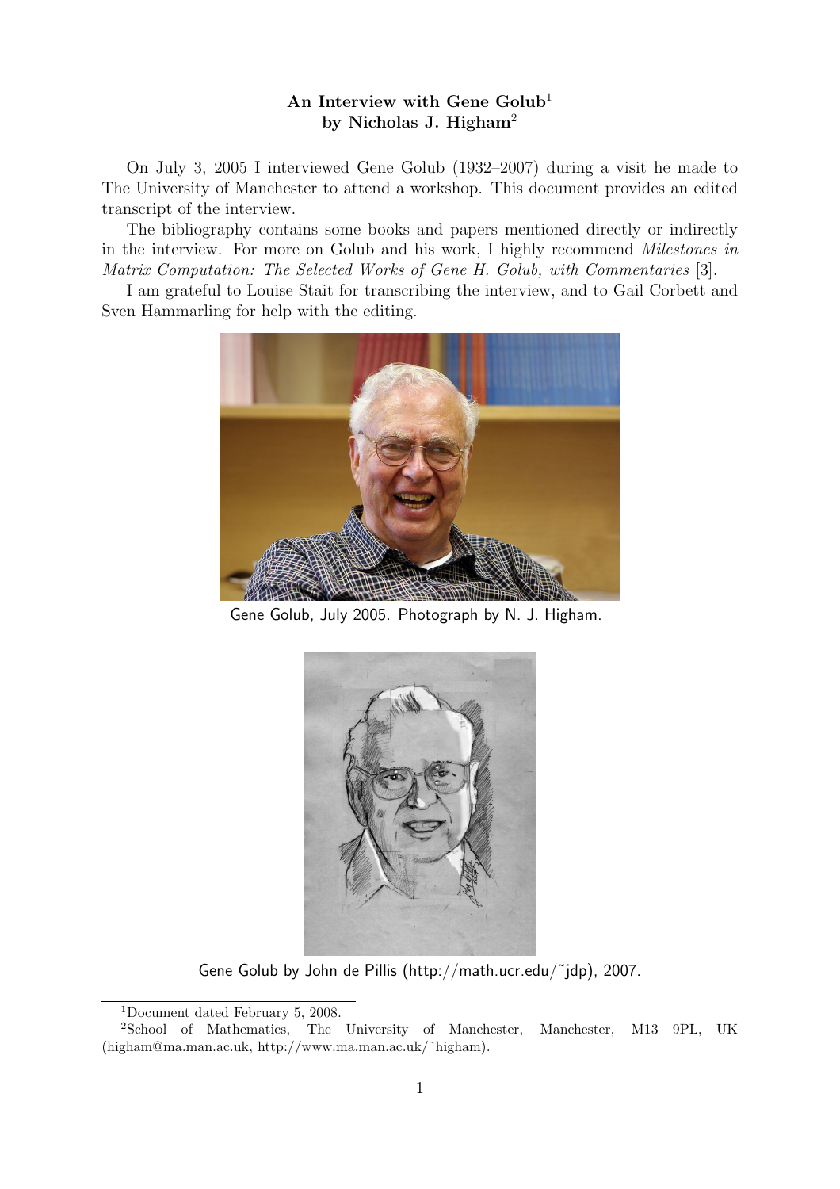**An Interview with Gene Golub[1]**
**by Nicholas J. Higham[2]**

On July 3, 2005 I interviewed Gene Golub (1932–2007) during a visit he made to The University of Manchester to attend a workshop. This document provides an edited transcript of the interview.

The bibliography contains some books and papers mentioned directly or indirectly in the interview. For more on Golub and his work, I highly recommend *Milestones in Matrix Computation: The Selected Works of Gene H. Golub, with Commentaries* [3].

I am grateful to Louise Stait for transcribing the interview, and to Gail Corbett and Sven Hammarling for help with the editing.

Gene Golub, July 2005. Photograph by N. J. Higham.

Gene Golub by John de Pillis (http://math.ucr.edu/~jdp), 2007.

[1] Document dated February 5, 2008.

[2] School of Mathematics, The University of Manchester, Manchester, M13 9PL, UK (higham@ma.man.ac.uk, http://www.ma.man.ac.uk/~higham).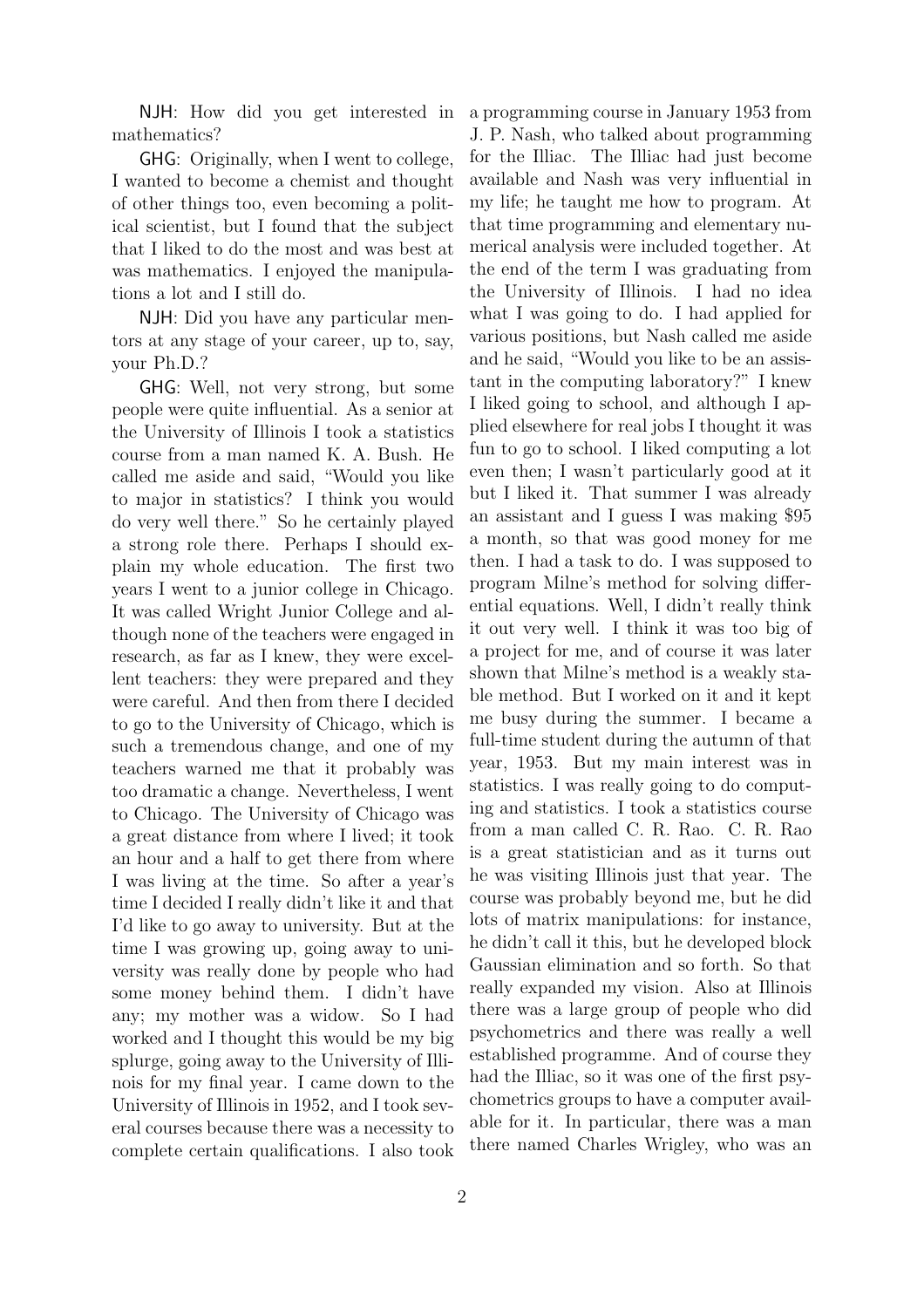NJH: How did you get interested in mathematics?

GHG: Originally, when I went to college, I wanted to become a chemist and thought of other things too, even becoming a political scientist, but I found that the subject that I liked to do the most and was best at was mathematics. I enjoyed the manipulations a lot and I still do.

NJH: Did you have any particular mentors at any stage of your career, up to, say, your Ph.D.?

GHG: Well, not very strong, but some people were quite influential. As a senior at the University of Illinois I took a statistics course from a man named K. A. Bush. He called me aside and said, "Would you like to major in statistics? I think you would do very well there." So he certainly played a strong role there. Perhaps I should explain my whole education. The first two years I went to a junior college in Chicago. It was called Wright Junior College and although none of the teachers were engaged in research, as far as I knew, they were excellent teachers: they were prepared and they were careful. And then from there I decided to go to the University of Chicago, which is such a tremendous change, and one of my teachers warned me that it probably was too dramatic a change. Nevertheless, I went to Chicago. The University of Chicago was a great distance from where I lived; it took an hour and a half to get there from where I was living at the time. So after a year's time I decided I really didn't like it and that I'd like to go away to university. But at the time I was growing up, going away to university was really done by people who had some money behind them. I didn't have any; my mother was a widow. So I had worked and I thought this would be my big splurge, going away to the University of Illinois for my final year. I came down to the University of Illinois in 1952, and I took several courses because there was a necessity to complete certain qualifications. I also took a programming course in January 1953 from J. P. Nash, who talked about programming for the Illiac. The Illiac had just become available and Nash was very influential in my life; he taught me how to program. At that time programming and elementary numerical analysis were included together. At the end of the term I was graduating from the University of Illinois. I had no idea what I was going to do. I had applied for various positions, but Nash called me aside and he said, "Would you like to be an assistant in the computing laboratory?" I knew I liked going to school, and although I applied elsewhere for real jobs I thought it was fun to go to school. I liked computing a lot even then; I wasn't particularly good at it but I liked it. That summer I was already an assistant and I guess I was making $95 a month, so that was good money for me then. I had a task to do. I was supposed to program Milne's method for solving differential equations. Well, I didn't really think it out very well. I think it was too big of a project for me, and of course it was later shown that Milne's method is a weakly stable method. But I worked on it and it kept me busy during the summer. I became a full-time student during the autumn of that year, 1953. But my main interest was in statistics. I was really going to do computing and statistics. I took a statistics course from a man called C. R. Rao. C. R. Rao is a great statistician and as it turns out he was visiting Illinois just that year. The course was probably beyond me, but he did lots of matrix manipulations: for instance, he didn't call it this, but he developed block Gaussian elimination and so forth. So that really expanded my vision. Also at Illinois there was a large group of people who did psychometrics and there was really a well established programme. And of course they had the Illiac, so it was one of the first psychometrics groups to have a computer available for it. In particular, there was a man there named Charles Wrigley, who was an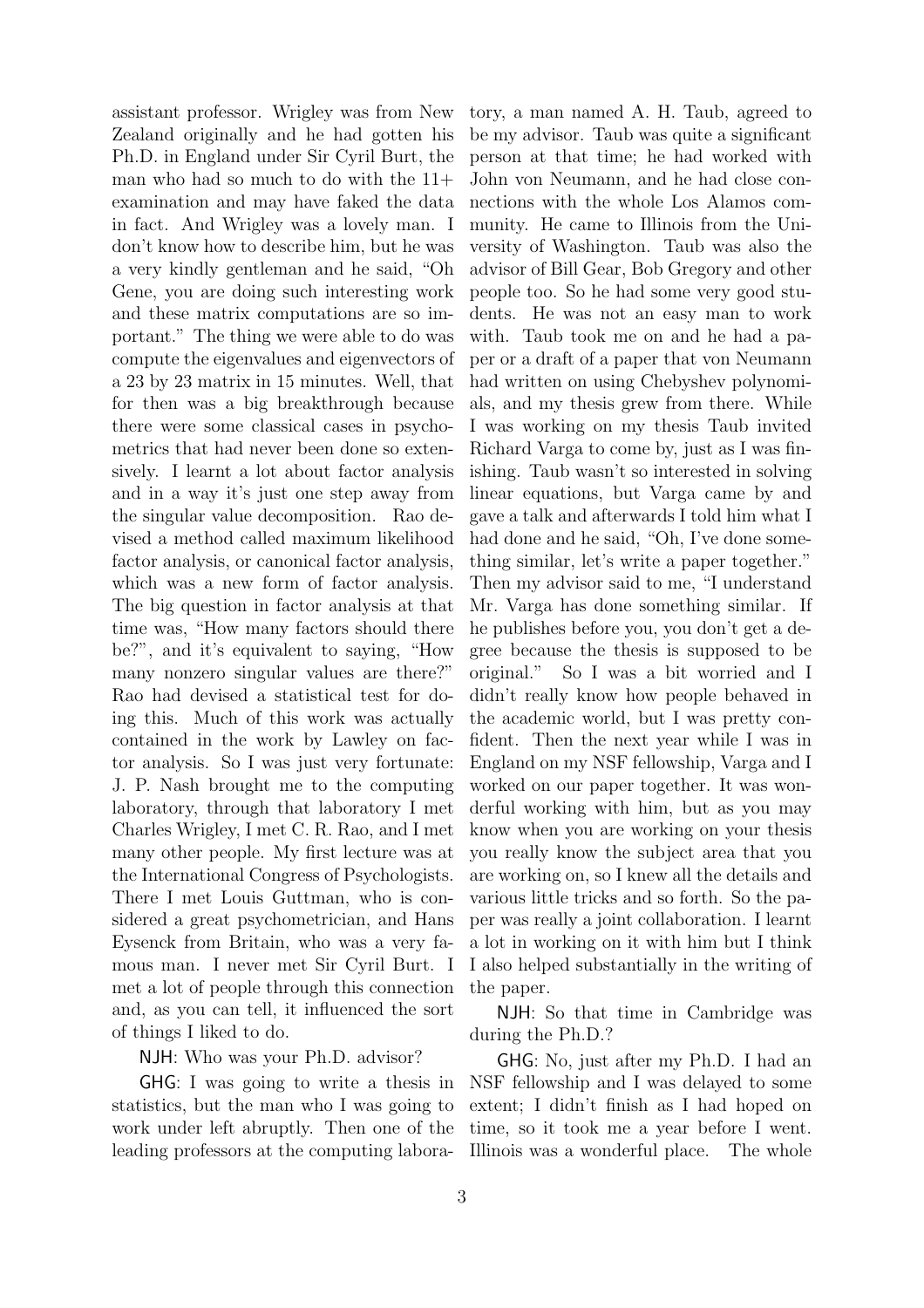assistant professor. Wrigley was from New Zealand originally and he had gotten his Ph.D. in England under Sir Cyril Burt, the man who had so much to do with the 11+ examination and may have faked the data in fact. And Wrigley was a lovely man. I don't know how to describe him, but he was a very kindly gentleman and he said, "Oh Gene, you are doing such interesting work and these matrix computations are so important." The thing we were able to do was compute the eigenvalues and eigenvectors of a 23 by 23 matrix in 15 minutes. Well, that for then was a big breakthrough because there were some classical cases in psychometrics that had never been done so extensively. I learnt a lot about factor analysis and in a way it's just one step away from the singular value decomposition. Rao devised a method called maximum likelihood factor analysis, or canonical factor analysis, which was a new form of factor analysis. The big question in factor analysis at that time was, "How many factors should there be?", and it's equivalent to saying, "How many nonzero singular values are there?" Rao had devised a statistical test for doing this. Much of this work was actually contained in the work by Lawley on factor analysis. So I was just very fortunate: J. P. Nash brought me to the computing laboratory, through that laboratory I met Charles Wrigley, I met C. R. Rao, and I met many other people. My first lecture was at the International Congress of Psychologists. There I met Louis Guttman, who is considered a great psychometrician, and Hans Eysenck from Britain, who was a very famous man. I never met Sir Cyril Burt. I met a lot of people through this connection and, as you can tell, it influenced the sort of things I liked to do.

NJH: Who was your Ph.D. advisor?

GHG: I was going to write a thesis in statistics, but the man who I was going to work under left abruptly. Then one of the leading professors at the computing laboratory, a man named A. H. Taub, agreed to be my advisor. Taub was quite a significant person at that time; he had worked with John von Neumann, and he had close connections with the whole Los Alamos community. He came to Illinois from the University of Washington. Taub was also the advisor of Bill Gear, Bob Gregory and other people too. So he had some very good students. He was not an easy man to work with. Taub took me on and he had a paper or a draft of a paper that von Neumann had written on using Chebyshev polynomials, and my thesis grew from there. While I was working on my thesis Taub invited Richard Varga to come by, just as I was finishing. Taub wasn't so interested in solving linear equations, but Varga came by and gave a talk and afterwards I told him what I had done and he said, "Oh, I've done something similar, let's write a paper together." Then my advisor said to me, "I understand Mr. Varga has done something similar. If he publishes before you, you don't get a degree because the thesis is supposed to be original." So I was a bit worried and I didn't really know how people behaved in the academic world, but I was pretty confident. Then the next year while I was in England on my NSF fellowship, Varga and I worked on our paper together. It was wonderful working with him, but as you may know when you are working on your thesis you really know the subject area that you are working on, so I knew all the details and various little tricks and so forth. So the paper was really a joint collaboration. I learnt a lot in working on it with him but I think I also helped substantially in the writing of the paper.

NJH: So that time in Cambridge was during the Ph.D.?

GHG: No, just after my Ph.D. I had an NSF fellowship and I was delayed to some extent; I didn't finish as I had hoped on time, so it took me a year before I went. Illinois was a wonderful place. The whole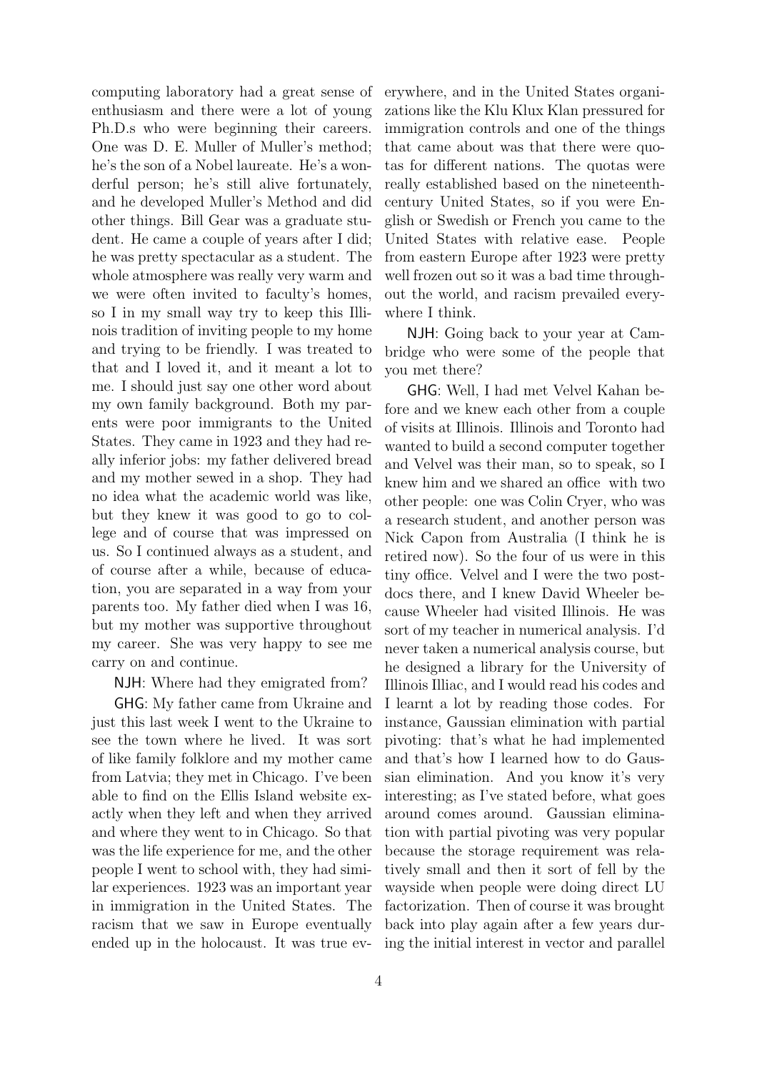computing laboratory had a great sense of enthusiasm and there were a lot of young Ph.D.s who were beginning their careers. One was D. E. Muller of Muller's method; he's the son of a Nobel laureate. He's a wonderful person; he's still alive fortunately, and he developed Muller's Method and did other things. Bill Gear was a graduate student. He came a couple of years after I did; he was pretty spectacular as a student. The whole atmosphere was really very warm and we were often invited to faculty's homes, so I in my small way try to keep this Illinois tradition of inviting people to my home and trying to be friendly. I was treated to that and I loved it, and it meant a lot to me. I should just say one other word about my own family background. Both my parents were poor immigrants to the United States. They came in 1923 and they had really inferior jobs: my father delivered bread and my mother sewed in a shop. They had no idea what the academic world was like, but they knew it was good to go to college and of course that was impressed on us. So I continued always as a student, and of course after a while, because of education, you are separated in a way from your parents too. My father died when I was 16, but my mother was supportive throughout my career. She was very happy to see me carry on and continue.

NJH: Where had they emigrated from?

GHG: My father came from Ukraine and just this last week I went to the Ukraine to see the town where he lived. It was sort of like family folklore and my mother came from Latvia; they met in Chicago. I've been able to find on the Ellis Island website exactly when they left and when they arrived and where they went to in Chicago. So that was the life experience for me, and the other people I went to school with, they had similar experiences. 1923 was an important year in immigration in the United States. The racism that we saw in Europe eventually ended up in the holocaust. It was true everywhere, and in the United States organizations like the Klu Klux Klan pressured for immigration controls and one of the things that came about was that there were quotas for different nations. The quotas were really established based on the nineteenth-century United States, so if you were English or Swedish or French you came to the United States with relative ease. People from eastern Europe after 1923 were pretty well frozen out so it was a bad time throughout the world, and racism prevailed everywhere I think.

NJH: Going back to your year at Cambridge who were some of the people that you met there?

GHG: Well, I had met Velvel Kahan before and we knew each other from a couple of visits at Illinois. Illinois and Toronto had wanted to build a second computer together and Velvel was their man, so to speak, so I knew him and we shared an office with two other people: one was Colin Cryer, who was a research student, and another person was Nick Capon from Australia (I think he is retired now). So the four of us were in this tiny office. Velvel and I were the two postdocs there, and I knew David Wheeler because Wheeler had visited Illinois. He was sort of my teacher in numerical analysis. I'd never taken a numerical analysis course, but he designed a library for the University of Illinois Illiac, and I would read his codes and I learnt a lot by reading those codes. For instance, Gaussian elimination with partial pivoting: that's what he had implemented and that's how I learned how to do Gaussian elimination. And you know it's very interesting; as I've stated before, what goes around comes around. Gaussian elimination with partial pivoting was very popular because the storage requirement was relatively small and then it sort of fell by the wayside when people were doing direct LU factorization. Then of course it was brought back into play again after a few years during the initial interest in vector and parallel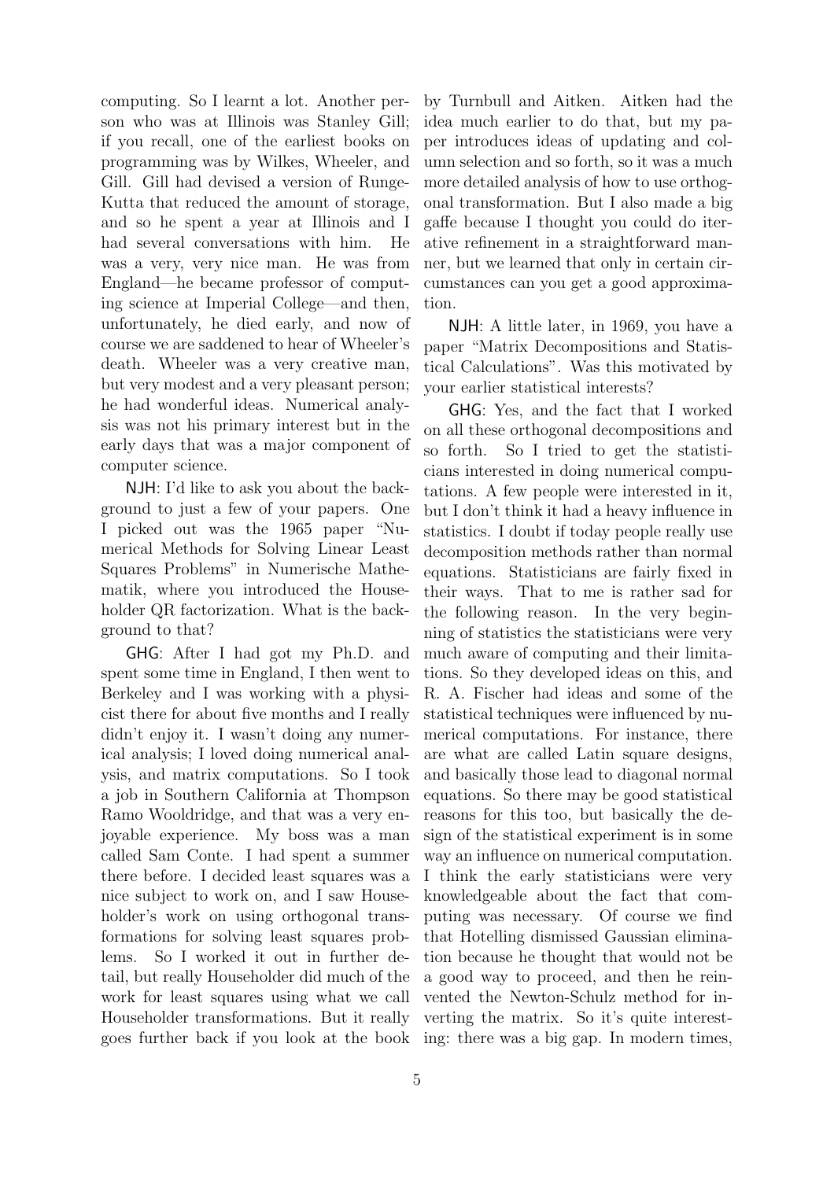computing. So I learnt a lot. Another person who was at Illinois was Stanley Gill; if you recall, one of the earliest books on programming was by Wilkes, Wheeler, and Gill. Gill had devised a version of Runge-Kutta that reduced the amount of storage, and so he spent a year at Illinois and I had several conversations with him. He was a very, very nice man. He was from England—he became professor of computing science at Imperial College—and then, unfortunately, he died early, and now of course we are saddened to hear of Wheeler's death. Wheeler was a very creative man, but very modest and a very pleasant person; he had wonderful ideas. Numerical analysis was not his primary interest but in the early days that was a major component of computer science.

NJH: I'd like to ask you about the background to just a few of your papers. One I picked out was the 1965 paper "Numerical Methods for Solving Linear Least Squares Problems" in Numerische Mathematik, where you introduced the Householder QR factorization. What is the background to that?

GHG: After I had got my Ph.D. and spent some time in England, I then went to Berkeley and I was working with a physicist there for about five months and I really didn't enjoy it. I wasn't doing any numerical analysis; I loved doing numerical analysis, and matrix computations. So I took a job in Southern California at Thompson Ramo Wooldridge, and that was a very enjoyable experience. My boss was a man called Sam Conte. I had spent a summer there before. I decided least squares was a nice subject to work on, and I saw Householder's work on using orthogonal transformations for solving least squares problems. So I worked it out in further detail, but really Householder did much of the work for least squares using what we call Householder transformations. But it really goes further back if you look at the book by Turnbull and Aitken. Aitken had the idea much earlier to do that, but my paper introduces ideas of updating and column selection and so forth, so it was a much more detailed analysis of how to use orthogonal transformation. But I also made a big gaffe because I thought you could do iterative refinement in a straightforward manner, but we learned that only in certain circumstances can you get a good approximation.

NJH: A little later, in 1969, you have a paper "Matrix Decompositions and Statistical Calculations". Was this motivated by your earlier statistical interests?

GHG: Yes, and the fact that I worked on all these orthogonal decompositions and so forth. So I tried to get the statisticians interested in doing numerical computations. A few people were interested in it, but I don't think it had a heavy influence in statistics. I doubt if today people really use decomposition methods rather than normal equations. Statisticians are fairly fixed in their ways. That to me is rather sad for the following reason. In the very beginning of statistics the statisticians were very much aware of computing and their limitations. So they developed ideas on this, and R. A. Fischer had ideas and some of the statistical techniques were influenced by numerical computations. For instance, there are what are called Latin square designs, and basically those lead to diagonal normal equations. So there may be good statistical reasons for this too, but basically the design of the statistical experiment is in some way an influence on numerical computation. I think the early statisticians were very knowledgeable about the fact that computing was necessary. Of course we find that Hotelling dismissed Gaussian elimination because he thought that would not be a good way to proceed, and then he reinvented the Newton-Schulz method for inverting the matrix. So it's quite interesting: there was a big gap. In modern times,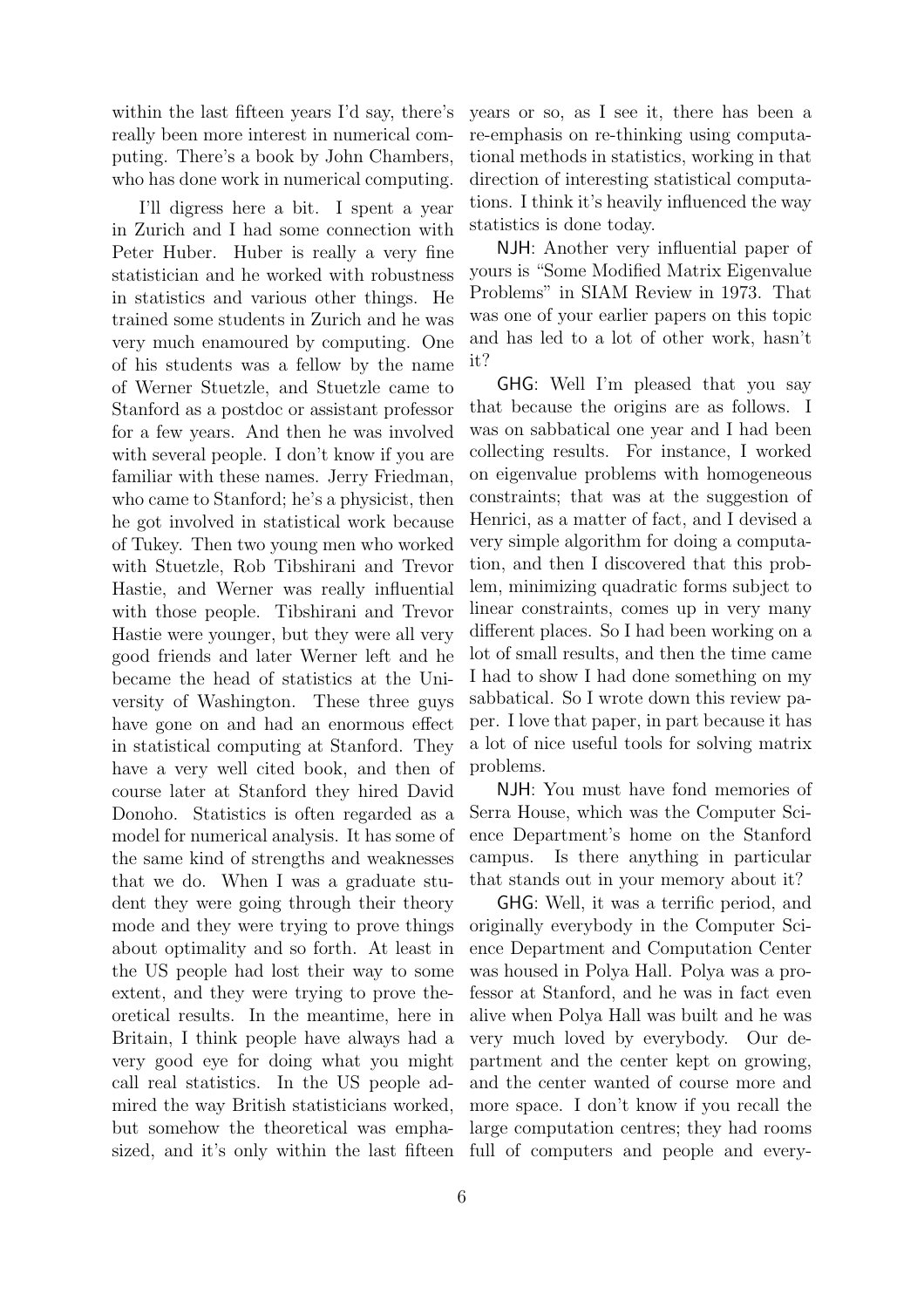within the last fifteen years I'd say, there's really been more interest in numerical computing. There's a book by John Chambers, who has done work in numerical computing.

I'll digress here a bit. I spent a year in Zurich and I had some connection with Peter Huber. Huber is really a very fine statistician and he worked with robustness in statistics and various other things. He trained some students in Zurich and he was very much enamoured by computing. One of his students was a fellow by the name of Werner Stuetzle, and Stuetzle came to Stanford as a postdoc or assistant professor for a few years. And then he was involved with several people. I don't know if you are familiar with these names. Jerry Friedman, who came to Stanford; he's a physicist, then he got involved in statistical work because of Tukey. Then two young men who worked with Stuetzle, Rob Tibshirani and Trevor Hastie, and Werner was really influential with those people. Tibshirani and Trevor Hastie were younger, but they were all very good friends and later Werner left and he became the head of statistics at the University of Washington. These three guys have gone on and had an enormous effect in statistical computing at Stanford. They have a very well cited book, and then of course later at Stanford they hired David Donoho. Statistics is often regarded as a model for numerical analysis. It has some of the same kind of strengths and weaknesses that we do. When I was a graduate student they were going through their theory mode and they were trying to prove things about optimality and so forth. At least in the US people had lost their way to some extent, and they were trying to prove theoretical results. In the meantime, here in Britain, I think people have always had a very good eye for doing what you might call real statistics. In the US people admired the way British statisticians worked, but somehow the theoretical was emphasized, and it's only within the last fifteen years or so, as I see it, there has been a re-emphasis on re-thinking using computational methods in statistics, working in that direction of interesting statistical computations. I think it's heavily influenced the way statistics is done today.

NJH: Another very influential paper of yours is "Some Modified Matrix Eigenvalue Problems" in SIAM Review in 1973. That was one of your earlier papers on this topic and has led to a lot of other work, hasn't it?

GHG: Well I'm pleased that you say that because the origins are as follows. I was on sabbatical one year and I had been collecting results. For instance, I worked on eigenvalue problems with homogeneous constraints; that was at the suggestion of Henrici, as a matter of fact, and I devised a very simple algorithm for doing a computation, and then I discovered that this problem, minimizing quadratic forms subject to linear constraints, comes up in very many different places. So I had been working on a lot of small results, and then the time came I had to show I had done something on my sabbatical. So I wrote down this review paper. I love that paper, in part because it has a lot of nice useful tools for solving matrix problems.

NJH: You must have fond memories of Serra House, which was the Computer Science Department's home on the Stanford campus. Is there anything in particular that stands out in your memory about it?

GHG: Well, it was a terrific period, and originally everybody in the Computer Science Department and Computation Center was housed in Polya Hall. Polya was a professor at Stanford, and he was in fact even alive when Polya Hall was built and he was very much loved by everybody. Our department and the center kept on growing, and the center wanted of course more and more space. I don't know if you recall the large computation centres; they had rooms full of computers and people and every-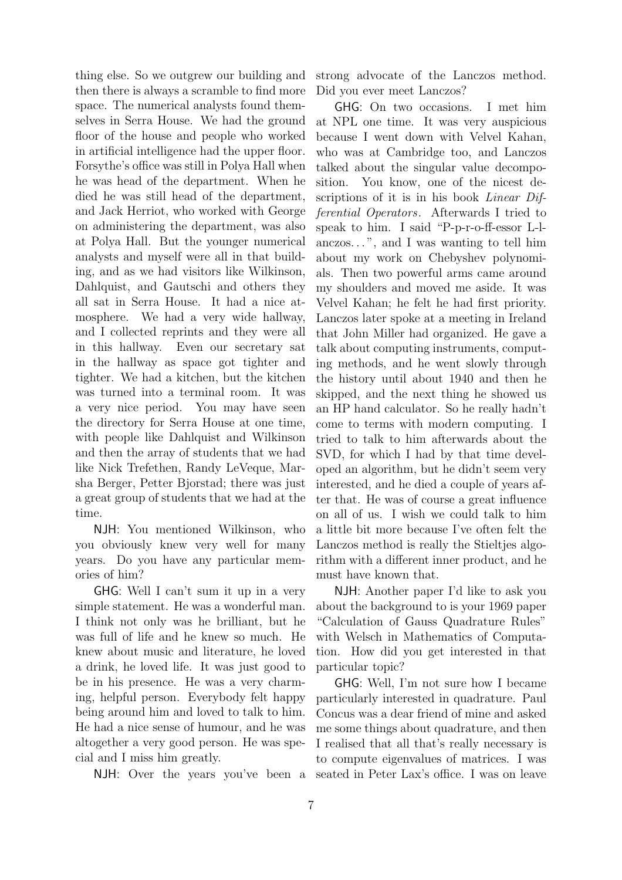thing else. So we outgrew our building and then there is always a scramble to find more space. The numerical analysts found themselves in Serra House. We had the ground floor of the house and people who worked in artificial intelligence had the upper floor. Forsythe's office was still in Polya Hall when he was head of the department. When he died he was still head of the department, and Jack Herriot, who worked with George on administering the department, was also at Polya Hall. But the younger numerical analysts and myself were all in that building, and as we had visitors like Wilkinson, Dahlquist, and Gautschi and others they all sat in Serra House. It had a nice atmosphere. We had a very wide hallway, and I collected reprints and they were all in this hallway. Even our secretary sat in the hallway as space got tighter and tighter. We had a kitchen, but the kitchen was turned into a terminal room. It was a very nice period. You may have seen the directory for Serra House at one time, with people like Dahlquist and Wilkinson and then the array of students that we had like Nick Trefethen, Randy LeVeque, Marsha Berger, Petter Bjorstad; there was just a great group of students that we had at the time.

NJH: You mentioned Wilkinson, who you obviously knew very well for many years. Do you have any particular memories of him?

GHG: Well I can't sum it up in a very simple statement. He was a wonderful man. I think not only was he brilliant, but he was full of life and he knew so much. He knew about music and literature, he loved a drink, he loved life. It was just good to be in his presence. He was a very charming, helpful person. Everybody felt happy being around him and loved to talk to him. He had a nice sense of humour, and he was altogether a very good person. He was special and I miss him greatly.

NJH: Over the years you've been a strong advocate of the Lanczos method. Did you ever meet Lanczos?

GHG: On two occasions. I met him at NPL one time. It was very auspicious because I went down with Velvel Kahan, who was at Cambridge too, and Lanczos talked about the singular value decomposition. You know, one of the nicest descriptions of it is in his book *Linear Differential Operators*. Afterwards I tried to speak to him. I said "P-p-r-o-ff-essor L-l-anczos...", and I was wanting to tell him about my work on Chebyshev polynomials. Then two powerful arms came around my shoulders and moved me aside. It was Velvel Kahan; he felt he had first priority. Lanczos later spoke at a meeting in Ireland that John Miller had organized. He gave a talk about computing instruments, computing methods, and he went slowly through the history until about 1940 and then he skipped, and the next thing he showed us an HP hand calculator. So he really hadn't come to terms with modern computing. I tried to talk to him afterwards about the SVD, for which I had by that time developed an algorithm, but he didn't seem very interested, and he died a couple of years after that. He was of course a great influence on all of us. I wish we could talk to him a little bit more because I've often felt the Lanczos method is really the Stieltjes algorithm with a different inner product, and he must have known that.

NJH: Another paper I'd like to ask you about the background to is your 1969 paper "Calculation of Gauss Quadrature Rules" with Welsch in Mathematics of Computation. How did you get interested in that particular topic?

GHG: Well, I'm not sure how I became particularly interested in quadrature. Paul Concus was a dear friend of mine and asked me some things about quadrature, and then I realised that all that's really necessary is to compute eigenvalues of matrices. I was seated in Peter Lax's office. I was on leave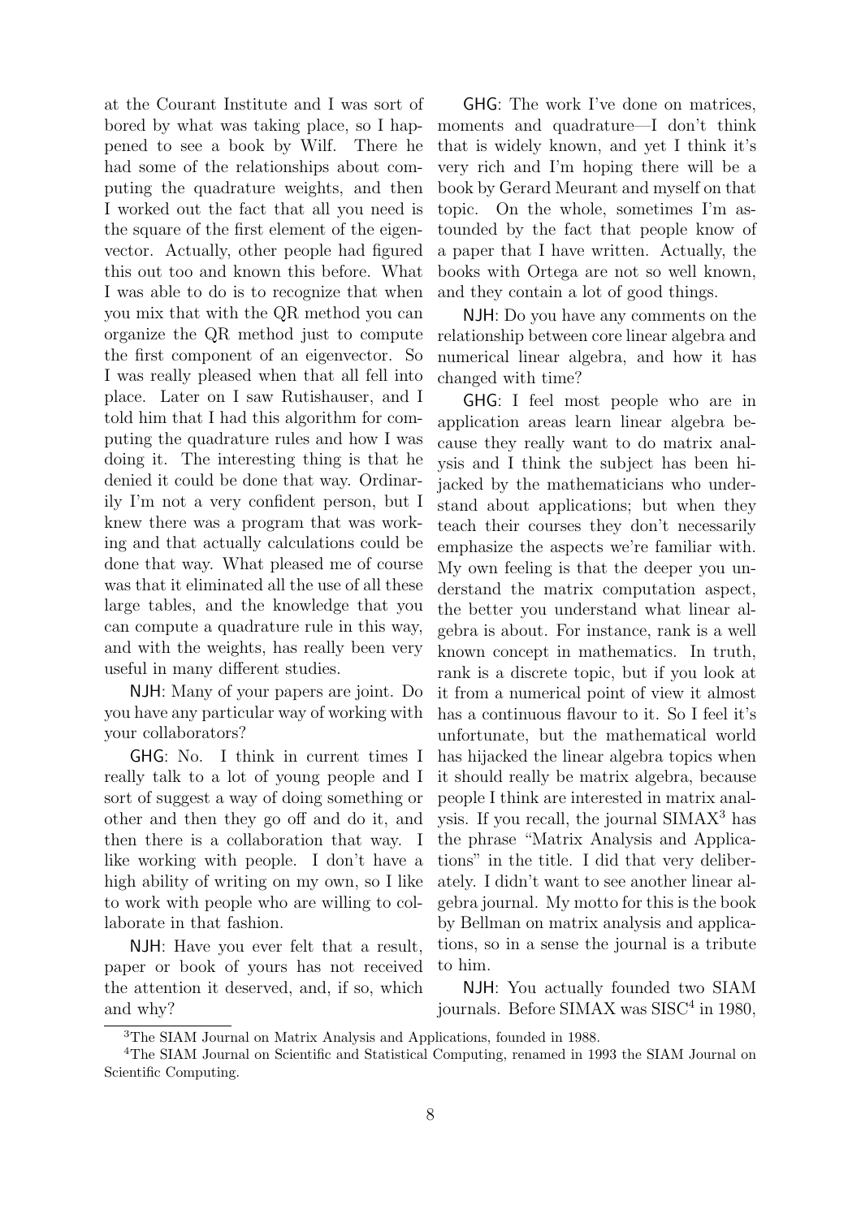at the Courant Institute and I was sort of bored by what was taking place, so I happened to see a book by Wilf. There he had some of the relationships about computing the quadrature weights, and then I worked out the fact that all you need is the square of the first element of the eigenvector. Actually, other people had figured this out too and known this before. What I was able to do is to recognize that when you mix that with the QR method you can organize the QR method just to compute the first component of an eigenvector. So I was really pleased when that all fell into place. Later on I saw Rutishauser, and I told him that I had this algorithm for computing the quadrature rules and how I was doing it. The interesting thing is that he denied it could be done that way. Ordinarily I'm not a very confident person, but I knew there was a program that was working and that actually calculations could be done that way. What pleased me of course was that it eliminated all the use of all these large tables, and the knowledge that you can compute a quadrature rule in this way, and with the weights, has really been very useful in many different studies.

NJH: Many of your papers are joint. Do you have any particular way of working with your collaborators?

GHG: No. I think in current times I really talk to a lot of young people and I sort of suggest a way of doing something or other and then they go off and do it, and then there is a collaboration that way. I like working with people. I don't have a high ability of writing on my own, so I like to work with people who are willing to collaborate in that fashion.

NJH: Have you ever felt that a result, paper or book of yours has not received the attention it deserved, and, if so, which and why?

GHG: The work I've done on matrices, moments and quadrature—I don't think that is widely known, and yet I think it's very rich and I'm hoping there will be a book by Gerard Meurant and myself on that topic. On the whole, sometimes I'm astounded by the fact that people know of a paper that I have written. Actually, the books with Ortega are not so well known, and they contain a lot of good things.

NJH: Do you have any comments on the relationship between core linear algebra and numerical linear algebra, and how it has changed with time?

GHG: I feel most people who are in application areas learn linear algebra because they really want to do matrix analysis and I think the subject has been hijacked by the mathematicians who understand about applications; but when they teach their courses they don't necessarily emphasize the aspects we're familiar with. My own feeling is that the deeper you understand the matrix computation aspect, the better you understand what linear algebra is about. For instance, rank is a well known concept in mathematics. In truth, rank is a discrete topic, but if you look at it from a numerical point of view it almost has a continuous flavour to it. So I feel it's unfortunate, but the mathematical world has hijacked the linear algebra topics when it should really be matrix algebra, because people I think are interested in matrix analysis. If you recall, the journal SIMAX[3] has the phrase "Matrix Analysis and Applications" in the title. I did that very deliberately. I didn't want to see another linear algebra journal. My motto for this is the book by Bellman on matrix analysis and applications, so in a sense the journal is a tribute to him.

NJH: You actually founded two SIAM journals. Before SIMAX was SISC[4] in 1980,

[3] The SIAM Journal on Matrix Analysis and Applications, founded in 1988.

[4] The SIAM Journal on Scientific and Statistical Computing, renamed in 1993 the SIAM Journal on Scientific Computing.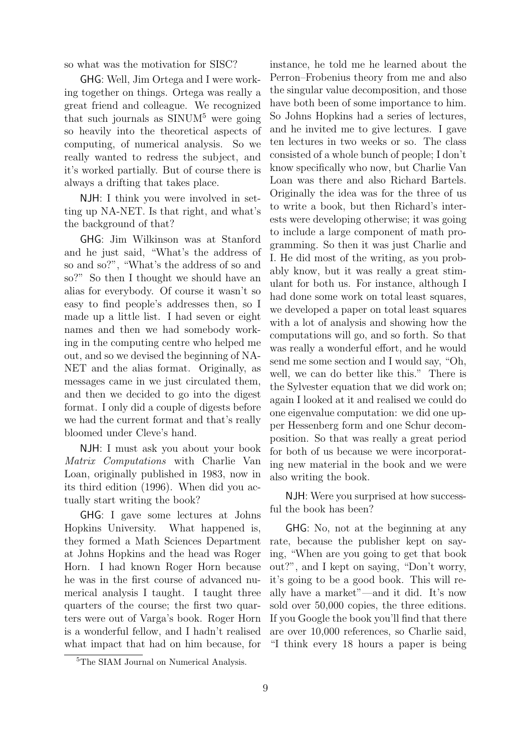so what was the motivation for SISC?

**GHG**: Well, Jim Ortega and I were working together on things. Ortega was really a great friend and colleague. We recognized that such journals as SINUM[5] were going so heavily into the theoretical aspects of computing, of numerical analysis. So we really wanted to redress the subject, and it's worked partially. But of course there is always a drifting that takes place.

**NJH**: I think you were involved in setting up NA-NET. Is that right, and what's the background of that?

**GHG**: Jim Wilkinson was at Stanford and he just said, "What's the address of so and so?", "What's the address of so and so?" So then I thought we should have an alias for everybody. Of course it wasn't so easy to find people's addresses then, so I made up a little list. I had seven or eight names and then we had somebody working in the computing centre who helped me out, and so we devised the beginning of NA-NET and the alias format. Originally, as messages came in we just circulated them, and then we decided to go into the digest format. I only did a couple of digests before we had the current format and that's really bloomed under Cleve's hand.

**NJH**: I must ask you about your book *Matrix Computations* with Charlie Van Loan, originally published in 1983, now in its third edition (1996). When did you actually start writing the book?

**GHG**: I gave some lectures at Johns Hopkins University. What happened is, they formed a Math Sciences Department at Johns Hopkins and the head was Roger Horn. I had known Roger Horn because he was in the first course of advanced numerical analysis I taught. I taught three quarters of the course; the first two quarters were out of Varga's book. Roger Horn is a wonderful fellow, and I hadn't realised what impact that had on him because, for instance, he told me he learned about the Perron–Frobenius theory from me and also the singular value decomposition, and those have both been of some importance to him. So Johns Hopkins had a series of lectures, and he invited me to give lectures. I gave ten lectures in two weeks or so. The class consisted of a whole bunch of people; I don't know specifically who now, but Charlie Van Loan was there and also Richard Bartels. Originally the idea was for the three of us to write a book, but then Richard's interests were developing otherwise; it was going to include a large component of math programming. So then it was just Charlie and I. He did most of the writing, as you probably know, but it was really a great stimulant for both us. For instance, although I had done some work on total least squares, we developed a paper on total least squares with a lot of analysis and showing how the computations will go, and so forth. So that was really a wonderful effort, and he would send me some section and I would say, "Oh, well, we can do better like this." There is the Sylvester equation that we did work on; again I looked at it and realised we could do one eigenvalue computation: we did one upper Hessenberg form and one Schur decomposition. So that was really a great period for both of us because we were incorporating new material in the book and we were also writing the book.

**NJH**: Were you surprised at how successful the book has been?

**GHG**: No, not at the beginning at any rate, because the publisher kept on saying, "When are you going to get that book out?", and I kept on saying, "Don't worry, it's going to be a good book. This will really have a market"—and it did. It's now sold over 50,000 copies, the three editions. If you Google the book you'll find that there are over 10,000 references, so Charlie said, "I think every 18 hours a paper is being

[5] The SIAM Journal on Numerical Analysis.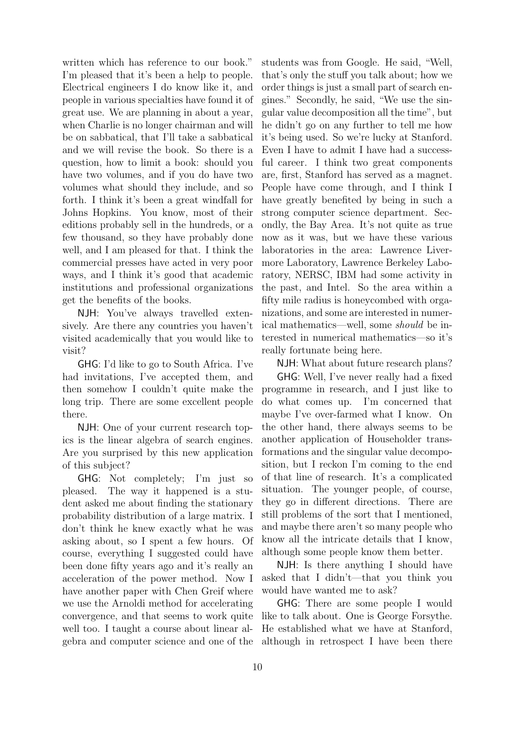written which has reference to our book." I'm pleased that it's been a help to people. Electrical engineers I do know like it, and people in various specialties have found it of great use. We are planning in about a year, when Charlie is no longer chairman and will be on sabbatical, that I'll take a sabbatical and we will revise the book. So there is a question, how to limit a book: should you have two volumes, and if you do have two volumes what should they include, and so forth. I think it's been a great windfall for Johns Hopkins. You know, most of their editions probably sell in the hundreds, or a few thousand, so they have probably done well, and I am pleased for that. I think the commercial presses have acted in very poor ways, and I think it's good that academic institutions and professional organizations get the benefits of the books.

NJH: You've always travelled extensively. Are there any countries you haven't visited academically that you would like to visit?

GHG: I'd like to go to South Africa. I've had invitations, I've accepted them, and then somehow I couldn't quite make the long trip. There are some excellent people there.

NJH: One of your current research topics is the linear algebra of search engines. Are you surprised by this new application of this subject?

GHG: Not completely; I'm just so pleased. The way it happened is a student asked me about finding the stationary probability distribution of a large matrix. I don't think he knew exactly what he was asking about, so I spent a few hours. Of course, everything I suggested could have been done fifty years ago and it's really an acceleration of the power method. Now I have another paper with Chen Greif where we use the Arnoldi method for accelerating convergence, and that seems to work quite well too. I taught a course about linear algebra and computer science and one of the students was from Google. He said, "Well, that's only the stuff you talk about; how we order things is just a small part of search engines." Secondly, he said, "We use the singular value decomposition all the time", but he didn't go on any further to tell me how it's being used. So we're lucky at Stanford. Even I have to admit I have had a successful career. I think two great components are, first, Stanford has served as a magnet. People have come through, and I think I have greatly benefited by being in such a strong computer science department. Secondly, the Bay Area. It's not quite as true now as it was, but we have these various laboratories in the area: Lawrence Livermore Laboratory, Lawrence Berkeley Laboratory, NERSC, IBM had some activity in the past, and Intel. So the area within a fifty mile radius is honeycombed with organizations, and some are interested in numerical mathematics—well, some *should* be interested in numerical mathematics—so it's really fortunate being here.

NJH: What about future research plans?

GHG: Well, I've never really had a fixed programme in research, and I just like to do what comes up. I'm concerned that maybe I've over-farmed what I know. On the other hand, there always seems to be another application of Householder transformations and the singular value decomposition, but I reckon I'm coming to the end of that line of research. It's a complicated situation. The younger people, of course, they go in different directions. There are still problems of the sort that I mentioned, and maybe there aren't so many people who know all the intricate details that I know, although some people know them better.

NJH: Is there anything I should have asked that I didn't—that you think you would have wanted me to ask?

GHG: There are some people I would like to talk about. One is George Forsythe. He established what we have at Stanford, although in retrospect I have been there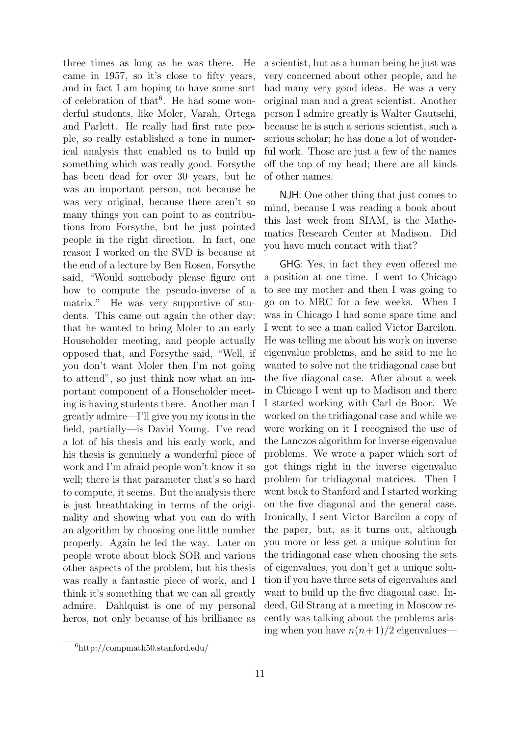three times as long as he was there. He came in 1957, so it's close to fifty years, and in fact I am hoping to have some sort of celebration of that[6]. He had some wonderful students, like Moler, Varah, Ortega and Parlett. He really had first rate people, so really established a tone in numerical analysis that enabled us to build up something which was really good. Forsythe has been dead for over 30 years, but he was an important person, not because he was very original, because there aren't so many things you can point to as contributions from Forsythe, but he just pointed people in the right direction. In fact, one reason I worked on the SVD is because at the end of a lecture by Ben Rosen, Forsythe said, "Would somebody please figure out how to compute the pseudo-inverse of a matrix." He was very supportive of students. This came out again the other day: that he wanted to bring Moler to an early Householder meeting, and people actually opposed that, and Forsythe said, "Well, if you don't want Moler then I'm not going to attend", so just think now what an important component of a Householder meeting is having students there. Another man I greatly admire—I'll give you my icons in the field, partially—is David Young. I've read a lot of his thesis and his early work, and his thesis is genuinely a wonderful piece of work and I'm afraid people won't know it so well; there is that parameter that's so hard to compute, it seems. But the analysis there is just breathtaking in terms of the originality and showing what you can do with an algorithm by choosing one little number properly. Again he led the way. Later on people wrote about block SOR and various other aspects of the problem, but his thesis was really a fantastic piece of work, and I think it's something that we can all greatly admire. Dahlquist is one of my personal heros, not only because of his brilliance as a scientist, but as a human being he just was very concerned about other people, and he had many very good ideas. He was a very original man and a great scientist. Another person I admire greatly is Walter Gautschi, because he is such a serious scientist, such a serious scholar; he has done a lot of wonderful work. Those are just a few of the names off the top of my head; there are all kinds of other names.

NJH: One other thing that just comes to mind, because I was reading a book about this last week from SIAM, is the Mathematics Research Center at Madison. Did you have much contact with that?

GHG: Yes, in fact they even offered me a position at one time. I went to Chicago to see my mother and then I was going to go on to MRC for a few weeks. When I was in Chicago I had some spare time and I went to see a man called Victor Barcilon. He was telling me about his work on inverse eigenvalue problems, and he said to me he wanted to solve not the tridiagonal case but the five diagonal case. After about a week in Chicago I went up to Madison and there I started working with Carl de Boor. We worked on the tridiagonal case and while we were working on it I recognised the use of the Lanczos algorithm for inverse eigenvalue problems. We wrote a paper which sort of got things right in the inverse eigenvalue problem for tridiagonal matrices. Then I went back to Stanford and I started working on the five diagonal and the general case. Ironically, I sent Victor Barcilon a copy of the paper, but, as it turns out, although you more or less get a unique solution for the tridiagonal case when choosing the sets of eigenvalues, you don't get a unique solution if you have three sets of eigenvalues and want to build up the five diagonal case. Indeed, Gil Strang at a meeting in Moscow recently was talking about the problems arising when you have $n(n+1)/2$ eigenvalues—

[6] http://compmath50.stanford.edu/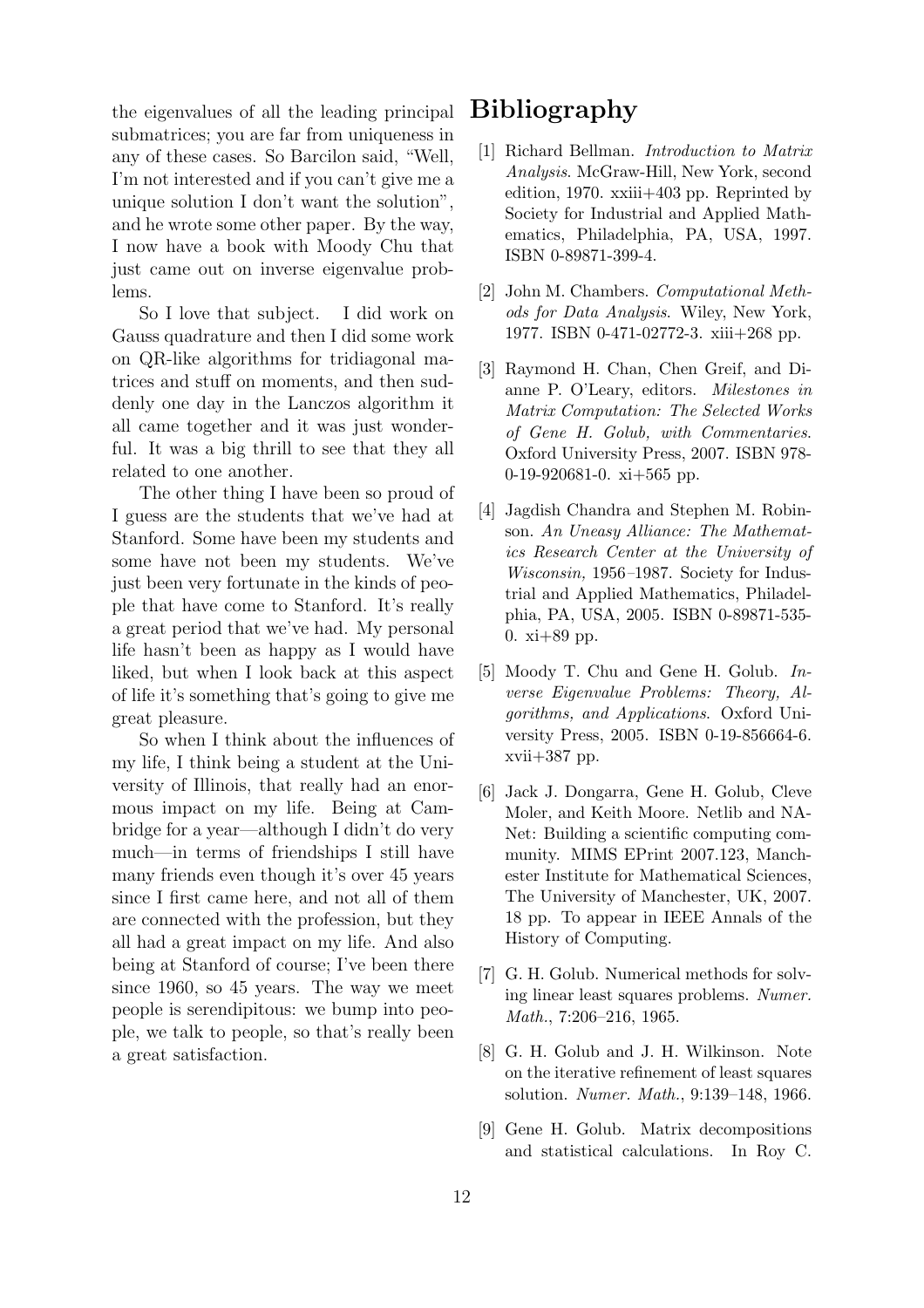the eigenvalues of all the leading principal submatrices; you are far from uniqueness in any of these cases. So Barcilon said, "Well, I'm not interested and if you can't give me a unique solution I don't want the solution", and he wrote some other paper. By the way, I now have a book with Moody Chu that just came out on inverse eigenvalue problems.

So I love that subject. I did work on Gauss quadrature and then I did some work on QR-like algorithms for tridiagonal matrices and stuff on moments, and then suddenly one day in the Lanczos algorithm it all came together and it was just wonderful. It was a big thrill to see that they all related to one another.

The other thing I have been so proud of I guess are the students that we've had at Stanford. Some have been my students and some have not been my students. We've just been very fortunate in the kinds of people that have come to Stanford. It's really a great period that we've had. My personal life hasn't been as happy as I would have liked, but when I look back at this aspect of life it's something that's going to give me great pleasure.

So when I think about the influences of my life, I think being a student at the University of Illinois, that really had an enormous impact on my life. Being at Cambridge for a year—although I didn't do very much—in terms of friendships I still have many friends even though it's over 45 years since I first came here, and not all of them are connected with the profession, but they all had a great impact on my life. And also being at Stanford of course; I've been there since 1960, so 45 years. The way we meet people is serendipitous: we bump into people, we talk to people, so that's really been a great satisfaction.

# Bibliography

[1] Richard Bellman. *Introduction to Matrix Analysis*. McGraw-Hill, New York, second edition, 1970. xxiii+403 pp. Reprinted by Society for Industrial and Applied Mathematics, Philadelphia, PA, USA, 1997. ISBN 0-89871-399-4.

[2] John M. Chambers. *Computational Methods for Data Analysis*. Wiley, New York, 1977. ISBN 0-471-02772-3. xiii+268 pp.

[3] Raymond H. Chan, Chen Greif, and Dianne P. O'Leary, editors. *Milestones in Matrix Computation: The Selected Works of Gene H. Golub, with Commentaries*. Oxford University Press, 2007. ISBN 978-0-19-920681-0. xi+565 pp.

[4] Jagdish Chandra and Stephen M. Robinson. *An Uneasy Alliance: The Mathematics Research Center at the University of Wisconsin,* 1956–1987. Society for Industrial and Applied Mathematics, Philadelphia, PA, USA, 2005. ISBN 0-89871-535-0. xi+89 pp.

[5] Moody T. Chu and Gene H. Golub. *Inverse Eigenvalue Problems: Theory, Algorithms, and Applications*. Oxford University Press, 2005. ISBN 0-19-856664-6. xvii+387 pp.

[6] Jack J. Dongarra, Gene H. Golub, Cleve Moler, and Keith Moore. Netlib and NA-Net: Building a scientific computing community. MIMS EPrint 2007.123, Manchester Institute for Mathematical Sciences, The University of Manchester, UK, 2007. 18 pp. To appear in IEEE Annals of the History of Computing.

[7] G. H. Golub. Numerical methods for solving linear least squares problems. *Numer. Math.*, 7:206–216, 1965.

[8] G. H. Golub and J. H. Wilkinson. Note on the iterative refinement of least squares solution. *Numer. Math.*, 9:139–148, 1966.

[9] Gene H. Golub. Matrix decompositions and statistical calculations. In Roy C.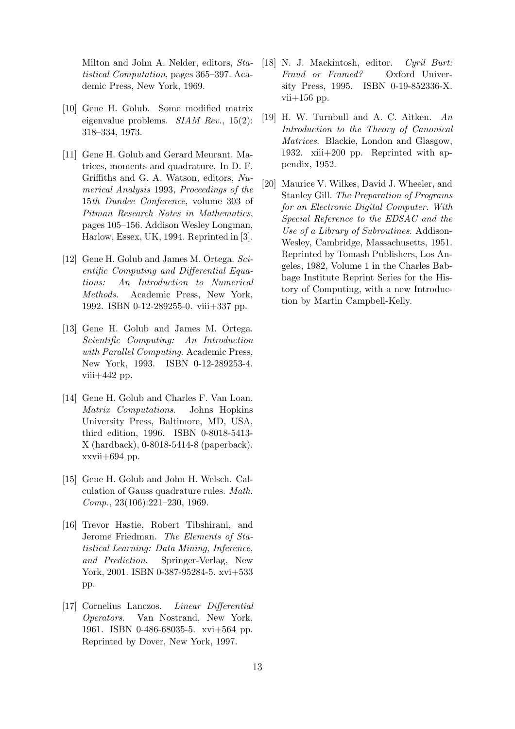Milton and John A. Nelder, editors, *Statistical Computation*, pages 365–397. Academic Press, New York, 1969.

[10] Gene H. Golub. Some modified matrix eigenvalue problems. *SIAM Rev.*, 15(2): 318–334, 1973.

[11] Gene H. Golub and Gerard Meurant. Matrices, moments and quadrature. In D. F. Griffiths and G. A. Watson, editors, *Numerical Analysis* 1993*, Proceedings of the* 15*th Dundee Conference*, volume 303 of *Pitman Research Notes in Mathematics*, pages 105–156. Addison Wesley Longman, Harlow, Essex, UK, 1994. Reprinted in [3].

[12] Gene H. Golub and James M. Ortega. *Scientific Computing and Differential Equations: An Introduction to Numerical Methods*. Academic Press, New York, 1992. ISBN 0-12-289255-0. viii+337 pp.

[13] Gene H. Golub and James M. Ortega. *Scientific Computing: An Introduction with Parallel Computing*. Academic Press, New York, 1993. ISBN 0-12-289253-4. viii+442 pp.

[14] Gene H. Golub and Charles F. Van Loan. *Matrix Computations*. Johns Hopkins University Press, Baltimore, MD, USA, third edition, 1996. ISBN 0-8018-5413-X (hardback), 0-8018-5414-8 (paperback). xxvii+694 pp.

[15] Gene H. Golub and John H. Welsch. Calculation of Gauss quadrature rules. *Math. Comp.*, 23(106):221–230, 1969.

[16] Trevor Hastie, Robert Tibshirani, and Jerome Friedman. *The Elements of Statistical Learning: Data Mining, Inference, and Prediction*. Springer-Verlag, New York, 2001. ISBN 0-387-95284-5. xvi+533 pp.

[17] Cornelius Lanczos. *Linear Differential Operators*. Van Nostrand, New York, 1961. ISBN 0-486-68035-5. xvi+564 pp. Reprinted by Dover, New York, 1997.

[18] N. J. Mackintosh, editor. *Cyril Burt: Fraud or Framed?* Oxford University Press, 1995. ISBN 0-19-852336-X. vii+156 pp.

[19] H. W. Turnbull and A. C. Aitken. *An Introduction to the Theory of Canonical Matrices*. Blackie, London and Glasgow, 1932. xiii+200 pp. Reprinted with appendix, 1952.

[20] Maurice V. Wilkes, David J. Wheeler, and Stanley Gill. *The Preparation of Programs for an Electronic Digital Computer. With Special Reference to the EDSAC and the Use of a Library of Subroutines*. Addison-Wesley, Cambridge, Massachusetts, 1951. Reprinted by Tomash Publishers, Los Angeles, 1982, Volume 1 in the Charles Babbage Institute Reprint Series for the History of Computing, with a new Introduction by Martin Campbell-Kelly.